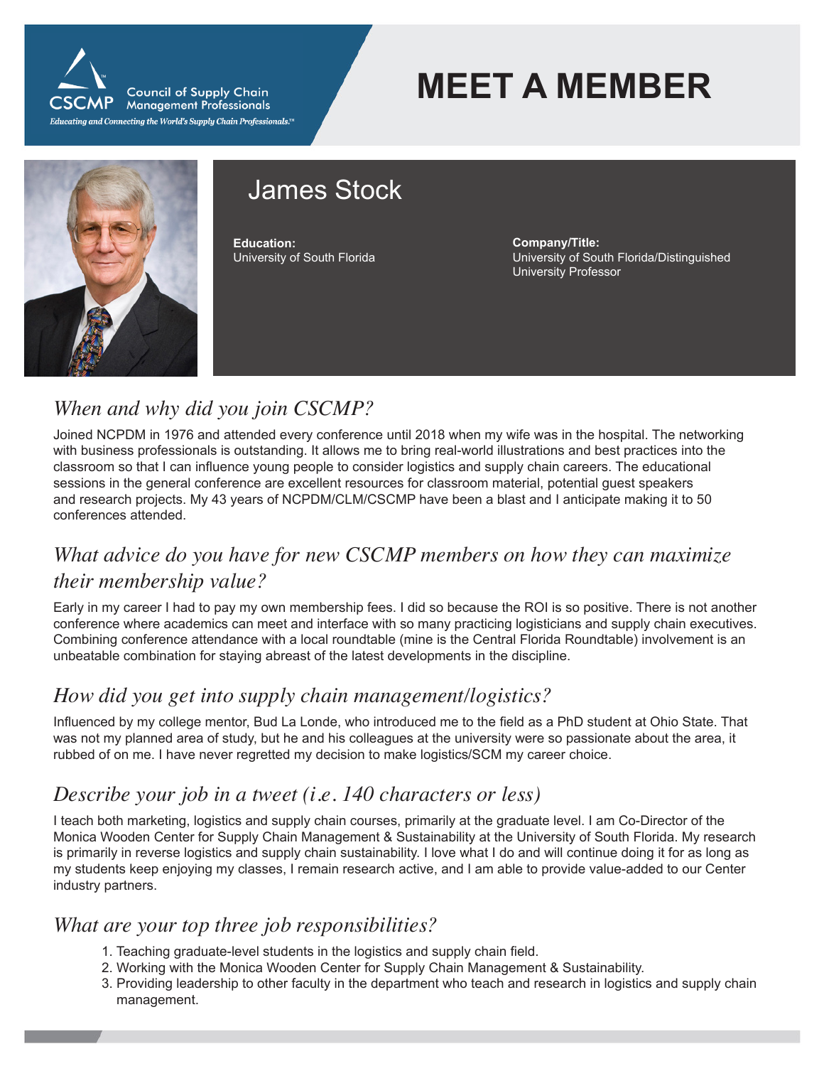CSCMP Council of Supply Chain Management Professionals

*Educating and Connecting the World's Supply Chain Professionals.™*

# MEET A MEMBER

## James Stock

**Education:**
University of South Florida

**Company/Title:**
University of South Florida/Distinguished University Professor

### *When and why did you join CSCMP?*

Joined NCPDM in 1976 and attended every conference until 2018 when my wife was in the hospital. The networking with business professionals is outstanding. It allows me to bring real-world illustrations and best practices into the classroom so that I can influence young people to consider logistics and supply chain careers. The educational sessions in the general conference are excellent resources for classroom material, potential guest speakers and research projects. My 43 years of NCPDM/CLM/CSCMP have been a blast and I anticipate making it to 50 conferences attended.

### *What advice do you have for new CSCMP members on how they can maximize their membership value?*

Early in my career I had to pay my own membership fees. I did so because the ROI is so positive. There is not another conference where academics can meet and interface with so many practicing logisticians and supply chain executives. Combining conference attendance with a local roundtable (mine is the Central Florida Roundtable) involvement is an unbeatable combination for staying abreast of the latest developments in the discipline.

### *How did you get into supply chain management/logistics?*

Influenced by my college mentor, Bud La Londe, who introduced me to the field as a PhD student at Ohio State. That was not my planned area of study, but he and his colleagues at the university were so passionate about the area, it rubbed of on me. I have never regretted my decision to make logistics/SCM my career choice.

### *Describe your job in a tweet (i.e. 140 characters or less)*

I teach both marketing, logistics and supply chain courses, primarily at the graduate level. I am Co-Director of the Monica Wooden Center for Supply Chain Management & Sustainability at the University of South Florida. My research is primarily in reverse logistics and supply chain sustainability. I love what I do and will continue doing it for as long as my students keep enjoying my classes, I remain research active, and I am able to provide value-added to our Center industry partners.

### *What are your top three job responsibilities?*

1. Teaching graduate-level students in the logistics and supply chain field.
2. Working with the Monica Wooden Center for Supply Chain Management & Sustainability.
3. Providing leadership to other faculty in the department who teach and research in logistics and supply chain management.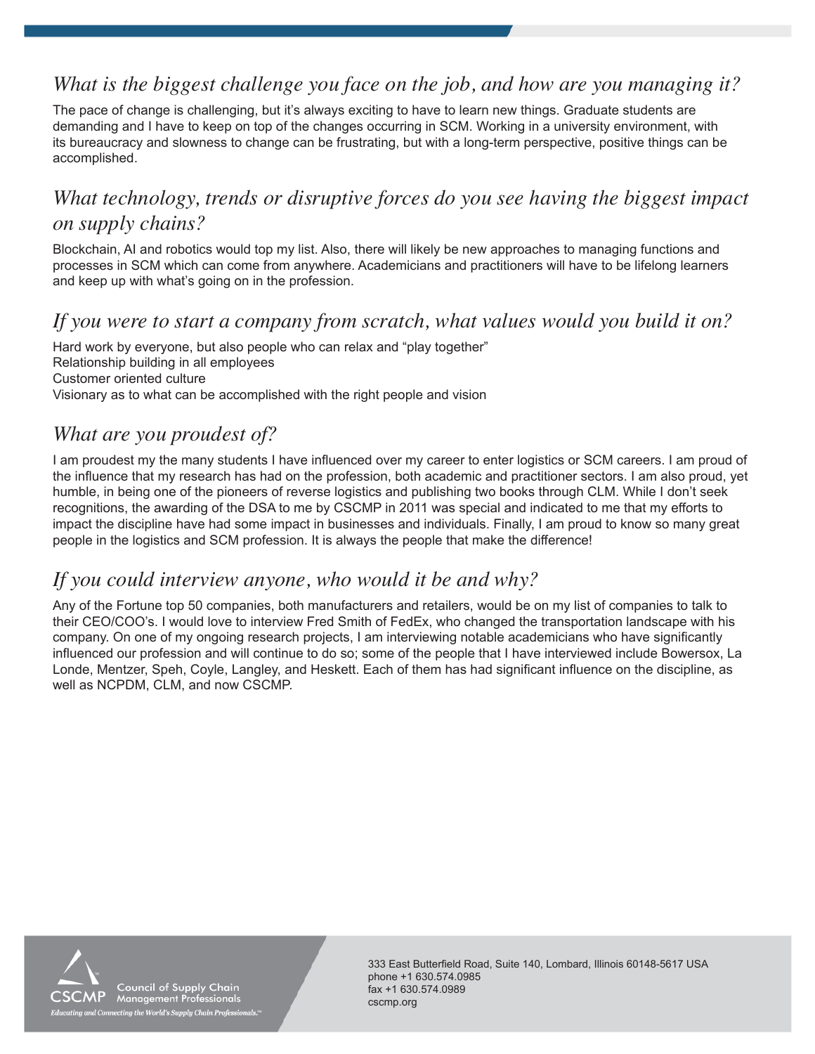## What is the biggest challenge you face on the job, and how are you managing it?

The pace of change is challenging, but it's always exciting to have to learn new things. Graduate students are demanding and I have to keep on top of the changes occurring in SCM. Working in a university environment, with its bureaucracy and slowness to change can be frustrating, but with a long-term perspective, positive things can be accomplished.

## What technology, trends or disruptive forces do you see having the biggest impact on supply chains?

Blockchain, AI and robotics would top my list. Also, there will likely be new approaches to managing functions and processes in SCM which can come from anywhere. Academicians and practitioners will have to be lifelong learners and keep up with what's going on in the profession.

## If you were to start a company from scratch, what values would you build it on?

Hard work by everyone, but also people who can relax and "play together"
Relationship building in all employees
Customer oriented culture
Visionary as to what can be accomplished with the right people and vision

## What are you proudest of?

I am proudest my the many students I have influenced over my career to enter logistics or SCM careers. I am proud of the influence that my research has had on the profession, both academic and practitioner sectors. I am also proud, yet humble, in being one of the pioneers of reverse logistics and publishing two books through CLM. While I don't seek recognitions, the awarding of the DSA to me by CSCMP in 2011 was special and indicated to me that my efforts to impact the discipline have had some impact in businesses and individuals. Finally, I am proud to know so many great people in the logistics and SCM profession. It is always the people that make the difference!

## If you could interview anyone, who would it be and why?

Any of the Fortune top 50 companies, both manufacturers and retailers, would be on my list of companies to talk to their CEO/COO's. I would love to interview Fred Smith of FedEx, who changed the transportation landscape with his company. On one of my ongoing research projects, I am interviewing notable academicians who have significantly influenced our profession and will continue to do so; some of the people that I have interviewed include Bowersox, La Londe, Mentzer, Speh, Coyle, Langley, and Heskett. Each of them has had significant influence on the discipline, as well as NCPDM, CLM, and now CSCMP.

CSCMP Council of Supply Chain Management Professionals
Educating and Connecting the World's Supply Chain Professionals.™

333 East Butterfield Road, Suite 140, Lombard, Illinois 60148-5617 USA
phone +1 630.574.0985
fax +1 630.574.0989
cscmp.org